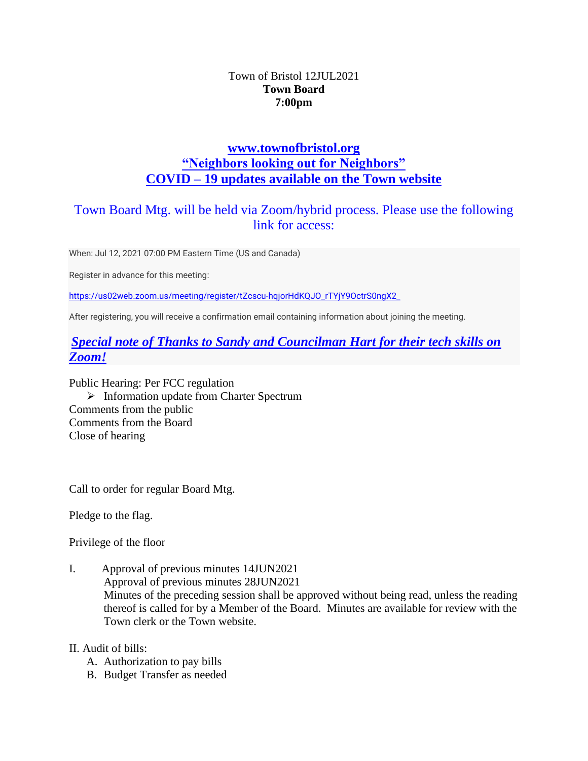Town of Bristol 12JUL2021
**Town Board**
**7:00pm**

**www.townofbristol.org**
**"Neighbors looking out for Neighbors"**
**COVID – 19 updates available on the Town website**

Town Board Mtg. will be held via Zoom/hybrid process. Please use the following link for access:

When: Jul 12, 2021 07:00 PM Eastern Time (US and Canada)

Register in advance for this meeting:

https://us02web.zoom.us/meeting/register/tZcscu-hqjorHdKQJO_rTYjY9OctrS0ngX2_

After registering, you will receive a confirmation email containing information about joining the meeting.

***Special note of Thanks to Sandy and Councilman Hart for their tech skills on Zoom!***

Public Hearing: Per FCC regulation
- Information update from Charter Spectrum

Comments from the public
Comments from the Board
Close of hearing

Call to order for regular Board Mtg.

Pledge to the flag.

Privilege of the floor

I. Approval of previous minutes 14JUN2021
Approval of previous minutes 28JUN2021
Minutes of the preceding session shall be approved without being read, unless the reading thereof is called for by a Member of the Board. Minutes are available for review with the Town clerk or the Town website.

II. Audit of bills:
A. Authorization to pay bills
B. Budget Transfer as needed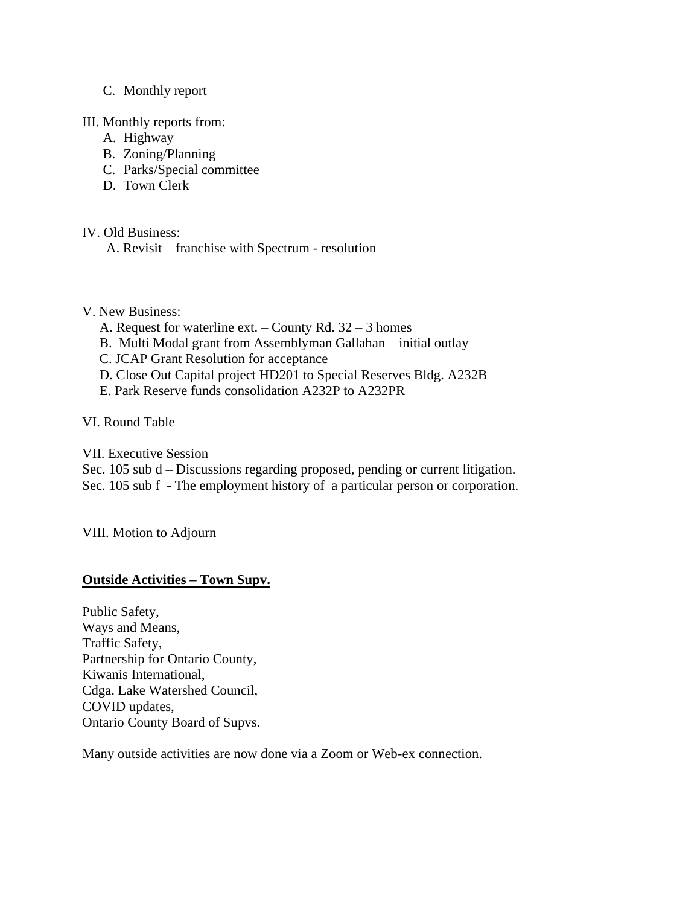C. Monthly report

III. Monthly reports from:
   A. Highway
   B. Zoning/Planning
   C. Parks/Special committee
   D. Town Clerk

IV. Old Business:
   A. Revisit – franchise with Spectrum - resolution

V. New Business:
   A. Request for waterline ext. – County Rd. 32 – 3 homes
   B. Multi Modal grant from Assemblyman Gallahan – initial outlay
   C. JCAP Grant Resolution for acceptance
   D. Close Out Capital project HD201 to Special Reserves Bldg. A232B
   E. Park Reserve funds consolidation A232P to A232PR

VI. Round Table

VII. Executive Session
Sec. 105 sub d – Discussions regarding proposed, pending or current litigation.
Sec. 105 sub f - The employment history of a particular person or corporation.

VIII. Motion to Adjourn

**Outside Activities – Town Supv.**

Public Safety,
Ways and Means,
Traffic Safety,
Partnership for Ontario County,
Kiwanis International,
Cdga. Lake Watershed Council,
COVID updates,
Ontario County Board of Supvs.

Many outside activities are now done via a Zoom or Web-ex connection.